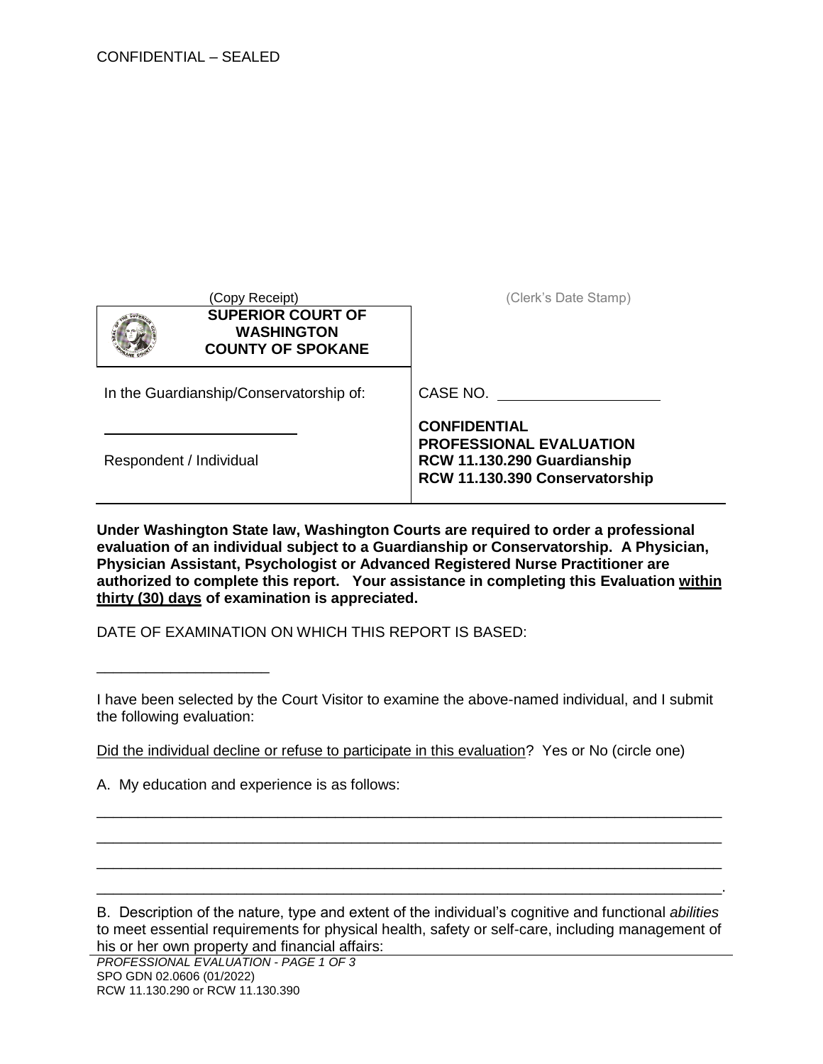CONFIDENTIAL – SEALED

| (Copy Receipt) | (Clerk's Date Stamp) |
| --- | --- |
| **SUPERIOR COURT OF WASHINGTON COUNTY OF SPOKANE** | |
| In the Guardianship/Conservatorship of: | CASE NO. \_\_\_\_\_\_\_\_\_\_\_\_\_\_\_\_\_\_\_\_ |
| \_\_\_\_\_\_\_\_\_\_\_\_\_\_\_\_\_\_\_\_\_\_\_\_ Respondent / Individual | **CONFIDENTIAL PROFESSIONAL EVALUATION RCW 11.130.290 Guardianship RCW 11.130.390 Conservatorship** |

**Under Washington State law, Washington Courts are required to order a professional evaluation of an individual subject to a Guardianship or Conservatorship. A Physician, Physician Assistant, Psychologist or Advanced Registered Nurse Practitioner are authorized to complete this report. Your assistance in completing this Evaluation <u>within thirty (30) days</u> of examination is appreciated.**

DATE OF EXAMINATION ON WHICH THIS REPORT IS BASED:

\_\_\_\_\_\_\_\_\_\_\_\_\_\_\_\_\_\_\_\_\_\_

I have been selected by the Court Visitor to examine the above-named individual, and I submit the following evaluation:

<u>Did the individual decline or refuse to participate in this evaluation</u>? Yes or No (circle one)

A. My education and experience is as follows:

\_\_\_\_\_\_\_\_\_\_\_\_\_\_\_\_\_\_\_\_\_\_\_\_\_\_\_\_\_\_\_\_\_\_\_\_\_\_\_\_\_\_\_\_\_\_\_\_\_\_\_\_\_\_\_\_\_\_\_\_\_\_\_\_\_\_\_\_\_\_\_\_\_\_

\_\_\_\_\_\_\_\_\_\_\_\_\_\_\_\_\_\_\_\_\_\_\_\_\_\_\_\_\_\_\_\_\_\_\_\_\_\_\_\_\_\_\_\_\_\_\_\_\_\_\_\_\_\_\_\_\_\_\_\_\_\_\_\_\_\_\_\_\_\_\_\_\_\_

\_\_\_\_\_\_\_\_\_\_\_\_\_\_\_\_\_\_\_\_\_\_\_\_\_\_\_\_\_\_\_\_\_\_\_\_\_\_\_\_\_\_\_\_\_\_\_\_\_\_\_\_\_\_\_\_\_\_\_\_\_\_\_\_\_\_\_\_\_\_\_\_\_\_

\_\_\_\_\_\_\_\_\_\_\_\_\_\_\_\_\_\_\_\_\_\_\_\_\_\_\_\_\_\_\_\_\_\_\_\_\_\_\_\_\_\_\_\_\_\_\_\_\_\_\_\_\_\_\_\_\_\_\_\_\_\_\_\_\_\_\_\_\_\_\_\_\_\_.

B. Description of the nature, type and extent of the individual's cognitive and functional *abilities* to meet essential requirements for physical health, safety or self-care, including management of his or her own property and financial affairs:

*PROFESSIONAL EVALUATION - PAGE 1 OF 3*
SPO GDN 02.0606 (01/2022)
RCW 11.130.290 or RCW 11.130.390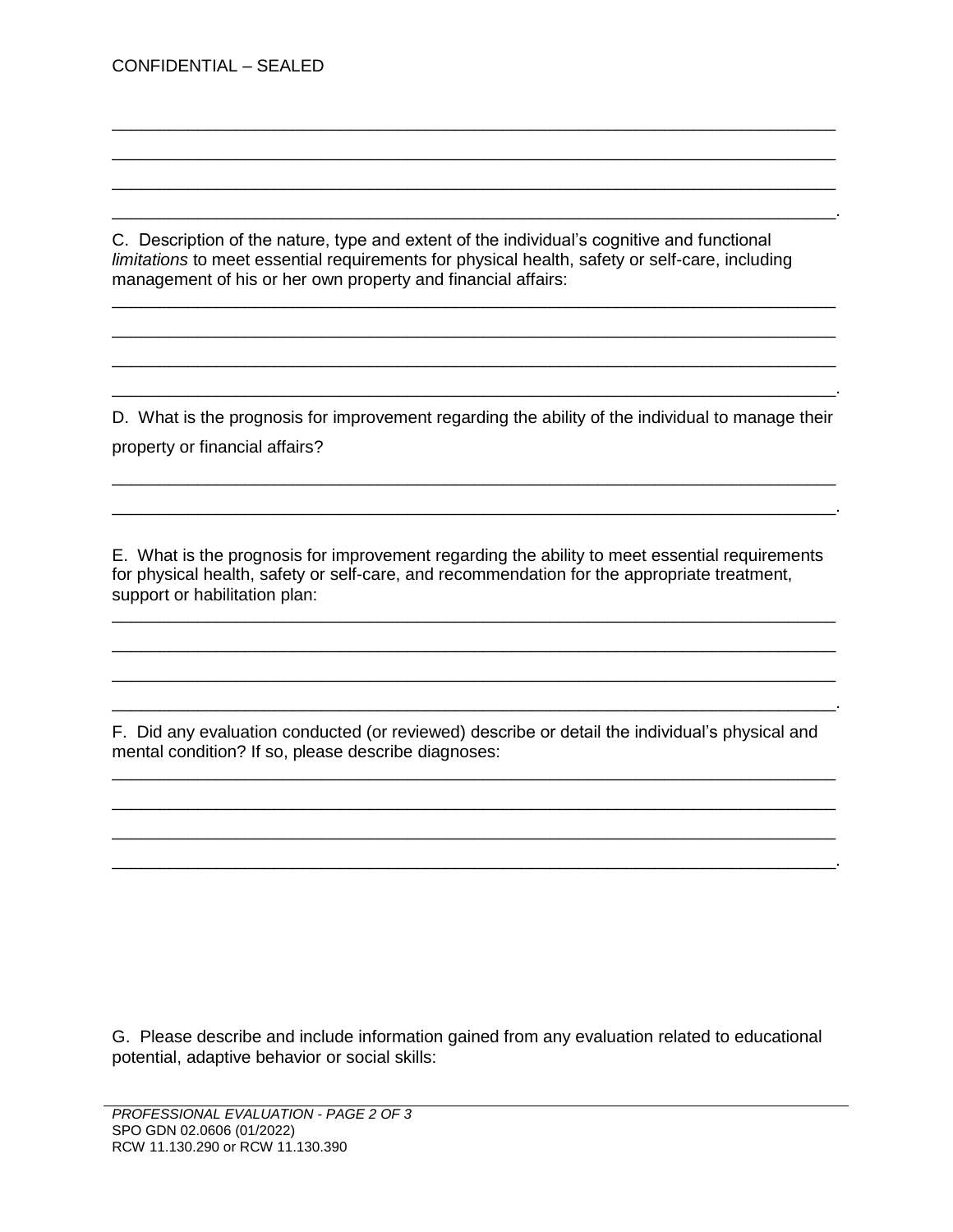CONFIDENTIAL – SEALED

\_\_\_\_\_\_\_\_\_\_\_\_\_\_\_\_\_\_\_\_\_\_\_\_\_\_\_\_\_\_\_\_\_\_\_\_\_\_\_\_\_\_\_\_\_\_\_\_\_\_\_\_\_\_\_\_\_\_\_\_\_\_\_\_\_\_\_\_\_\_\_\_\_\_\_\_

\_\_\_\_\_\_\_\_\_\_\_\_\_\_\_\_\_\_\_\_\_\_\_\_\_\_\_\_\_\_\_\_\_\_\_\_\_\_\_\_\_\_\_\_\_\_\_\_\_\_\_\_\_\_\_\_\_\_\_\_\_\_\_\_\_\_\_\_\_\_\_\_\_\_\_\_

\_\_\_\_\_\_\_\_\_\_\_\_\_\_\_\_\_\_\_\_\_\_\_\_\_\_\_\_\_\_\_\_\_\_\_\_\_\_\_\_\_\_\_\_\_\_\_\_\_\_\_\_\_\_\_\_\_\_\_\_\_\_\_\_\_\_\_\_\_\_\_\_\_\_\_\_

\_\_\_\_\_\_\_\_\_\_\_\_\_\_\_\_\_\_\_\_\_\_\_\_\_\_\_\_\_\_\_\_\_\_\_\_\_\_\_\_\_\_\_\_\_\_\_\_\_\_\_\_\_\_\_\_\_\_\_\_\_\_\_\_\_\_\_\_\_\_\_\_\_\_\_.

C. Description of the nature, type and extent of the individual's cognitive and functional *limitations* to meet essential requirements for physical health, safety or self-care, including management of his or her own property and financial affairs:

\_\_\_\_\_\_\_\_\_\_\_\_\_\_\_\_\_\_\_\_\_\_\_\_\_\_\_\_\_\_\_\_\_\_\_\_\_\_\_\_\_\_\_\_\_\_\_\_\_\_\_\_\_\_\_\_\_\_\_\_\_\_\_\_\_\_\_\_\_\_\_\_\_\_\_\_

\_\_\_\_\_\_\_\_\_\_\_\_\_\_\_\_\_\_\_\_\_\_\_\_\_\_\_\_\_\_\_\_\_\_\_\_\_\_\_\_\_\_\_\_\_\_\_\_\_\_\_\_\_\_\_\_\_\_\_\_\_\_\_\_\_\_\_\_\_\_\_\_\_\_\_\_

\_\_\_\_\_\_\_\_\_\_\_\_\_\_\_\_\_\_\_\_\_\_\_\_\_\_\_\_\_\_\_\_\_\_\_\_\_\_\_\_\_\_\_\_\_\_\_\_\_\_\_\_\_\_\_\_\_\_\_\_\_\_\_\_\_\_\_\_\_\_\_\_\_\_\_\_

\_\_\_\_\_\_\_\_\_\_\_\_\_\_\_\_\_\_\_\_\_\_\_\_\_\_\_\_\_\_\_\_\_\_\_\_\_\_\_\_\_\_\_\_\_\_\_\_\_\_\_\_\_\_\_\_\_\_\_\_\_\_\_\_\_\_\_\_\_\_\_\_\_\_\_.

D. What is the prognosis for improvement regarding the ability of the individual to manage their property or financial affairs?

\_\_\_\_\_\_\_\_\_\_\_\_\_\_\_\_\_\_\_\_\_\_\_\_\_\_\_\_\_\_\_\_\_\_\_\_\_\_\_\_\_\_\_\_\_\_\_\_\_\_\_\_\_\_\_\_\_\_\_\_\_\_\_\_\_\_\_\_\_\_\_\_\_\_\_\_

\_\_\_\_\_\_\_\_\_\_\_\_\_\_\_\_\_\_\_\_\_\_\_\_\_\_\_\_\_\_\_\_\_\_\_\_\_\_\_\_\_\_\_\_\_\_\_\_\_\_\_\_\_\_\_\_\_\_\_\_\_\_\_\_\_\_\_\_\_\_\_\_\_\_\_.

E. What is the prognosis for improvement regarding the ability to meet essential requirements for physical health, safety or self-care, and recommendation for the appropriate treatment, support or habilitation plan:

\_\_\_\_\_\_\_\_\_\_\_\_\_\_\_\_\_\_\_\_\_\_\_\_\_\_\_\_\_\_\_\_\_\_\_\_\_\_\_\_\_\_\_\_\_\_\_\_\_\_\_\_\_\_\_\_\_\_\_\_\_\_\_\_\_\_\_\_\_\_\_\_\_\_\_\_

\_\_\_\_\_\_\_\_\_\_\_\_\_\_\_\_\_\_\_\_\_\_\_\_\_\_\_\_\_\_\_\_\_\_\_\_\_\_\_\_\_\_\_\_\_\_\_\_\_\_\_\_\_\_\_\_\_\_\_\_\_\_\_\_\_\_\_\_\_\_\_\_\_\_\_\_

\_\_\_\_\_\_\_\_\_\_\_\_\_\_\_\_\_\_\_\_\_\_\_\_\_\_\_\_\_\_\_\_\_\_\_\_\_\_\_\_\_\_\_\_\_\_\_\_\_\_\_\_\_\_\_\_\_\_\_\_\_\_\_\_\_\_\_\_\_\_\_\_\_\_\_\_

\_\_\_\_\_\_\_\_\_\_\_\_\_\_\_\_\_\_\_\_\_\_\_\_\_\_\_\_\_\_\_\_\_\_\_\_\_\_\_\_\_\_\_\_\_\_\_\_\_\_\_\_\_\_\_\_\_\_\_\_\_\_\_\_\_\_\_\_\_\_\_\_\_\_\_.

F. Did any evaluation conducted (or reviewed) describe or detail the individual's physical and mental condition? If so, please describe diagnoses:

\_\_\_\_\_\_\_\_\_\_\_\_\_\_\_\_\_\_\_\_\_\_\_\_\_\_\_\_\_\_\_\_\_\_\_\_\_\_\_\_\_\_\_\_\_\_\_\_\_\_\_\_\_\_\_\_\_\_\_\_\_\_\_\_\_\_\_\_\_\_\_\_\_\_\_\_

\_\_\_\_\_\_\_\_\_\_\_\_\_\_\_\_\_\_\_\_\_\_\_\_\_\_\_\_\_\_\_\_\_\_\_\_\_\_\_\_\_\_\_\_\_\_\_\_\_\_\_\_\_\_\_\_\_\_\_\_\_\_\_\_\_\_\_\_\_\_\_\_\_\_\_\_

\_\_\_\_\_\_\_\_\_\_\_\_\_\_\_\_\_\_\_\_\_\_\_\_\_\_\_\_\_\_\_\_\_\_\_\_\_\_\_\_\_\_\_\_\_\_\_\_\_\_\_\_\_\_\_\_\_\_\_\_\_\_\_\_\_\_\_\_\_\_\_\_\_\_\_\_

\_\_\_\_\_\_\_\_\_\_\_\_\_\_\_\_\_\_\_\_\_\_\_\_\_\_\_\_\_\_\_\_\_\_\_\_\_\_\_\_\_\_\_\_\_\_\_\_\_\_\_\_\_\_\_\_\_\_\_\_\_\_\_\_\_\_\_\_\_\_\_\_\_\_\_.

G. Please describe and include information gained from any evaluation related to educational potential, adaptive behavior or social skills:

*PROFESSIONAL EVALUATION - PAGE 2 OF 3*
SPO GDN 02.0606 (01/2022)
RCW 11.130.290 or RCW 11.130.390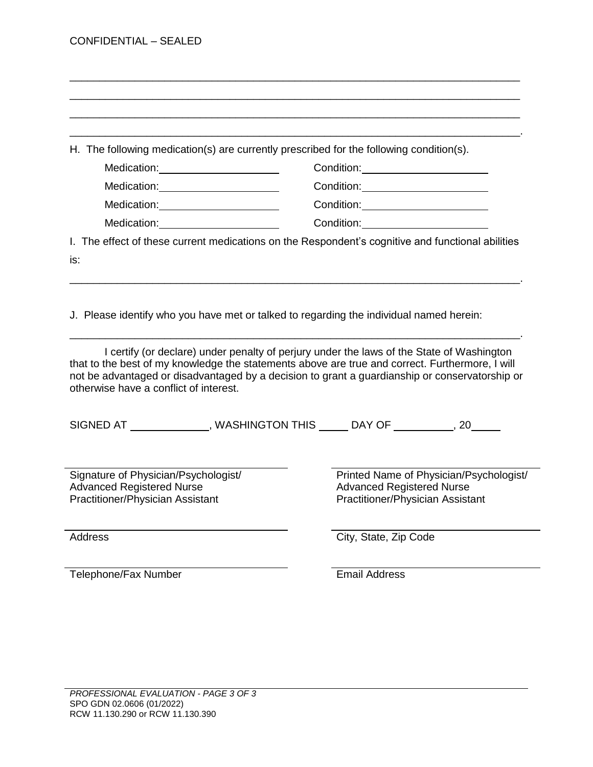CONFIDENTIAL – SEALED

\_\_\_\_\_\_\_\_\_\_\_\_\_\_\_\_\_\_\_\_\_\_\_\_\_\_\_\_\_\_\_\_\_\_\_\_\_\_\_\_\_\_\_\_\_\_\_\_\_\_\_\_\_\_\_\_\_\_\_\_\_\_\_\_\_\_\_\_\_\_\_\_\_\_\_\_

\_\_\_\_\_\_\_\_\_\_\_\_\_\_\_\_\_\_\_\_\_\_\_\_\_\_\_\_\_\_\_\_\_\_\_\_\_\_\_\_\_\_\_\_\_\_\_\_\_\_\_\_\_\_\_\_\_\_\_\_\_\_\_\_\_\_\_\_\_\_\_\_\_\_\_\_

\_\_\_\_\_\_\_\_\_\_\_\_\_\_\_\_\_\_\_\_\_\_\_\_\_\_\_\_\_\_\_\_\_\_\_\_\_\_\_\_\_\_\_\_\_\_\_\_\_\_\_\_\_\_\_\_\_\_\_\_\_\_\_\_\_\_\_\_\_\_\_\_\_\_\_\_

\_\_\_\_\_\_\_\_\_\_\_\_\_\_\_\_\_\_\_\_\_\_\_\_\_\_\_\_\_\_\_\_\_\_\_\_\_\_\_\_\_\_\_\_\_\_\_\_\_\_\_\_\_\_\_\_\_\_\_\_\_\_\_\_\_\_\_\_\_\_\_\_\_\_\_.

H. The following medication(s) are currently prescribed for the following condition(s).

Medication: \_\_\_\_\_\_\_\_\_\_\_\_\_\_\_\_\_\_\_\_ Condition: \_\_\_\_\_\_\_\_\_\_\_\_\_\_\_\_\_\_\_\_

Medication: \_\_\_\_\_\_\_\_\_\_\_\_\_\_\_\_\_\_\_\_ Condition: \_\_\_\_\_\_\_\_\_\_\_\_\_\_\_\_\_\_\_\_

Medication: \_\_\_\_\_\_\_\_\_\_\_\_\_\_\_\_\_\_\_\_ Condition: \_\_\_\_\_\_\_\_\_\_\_\_\_\_\_\_\_\_\_\_

Medication: \_\_\_\_\_\_\_\_\_\_\_\_\_\_\_\_\_\_\_\_ Condition: \_\_\_\_\_\_\_\_\_\_\_\_\_\_\_\_\_\_\_\_

I. The effect of these current medications on the Respondent's cognitive and functional abilities is:

\_\_\_\_\_\_\_\_\_\_\_\_\_\_\_\_\_\_\_\_\_\_\_\_\_\_\_\_\_\_\_\_\_\_\_\_\_\_\_\_\_\_\_\_\_\_\_\_\_\_\_\_\_\_\_\_\_\_\_\_\_\_\_\_\_\_\_\_\_\_\_\_\_\_\_.

J. Please identify who you have met or talked to regarding the individual named herein:

\_\_\_\_\_\_\_\_\_\_\_\_\_\_\_\_\_\_\_\_\_\_\_\_\_\_\_\_\_\_\_\_\_\_\_\_\_\_\_\_\_\_\_\_\_\_\_\_\_\_\_\_\_\_\_\_\_\_\_\_\_\_\_\_\_\_\_\_\_\_\_\_\_\_\_.

I certify (or declare) under penalty of perjury under the laws of the State of Washington that to the best of my knowledge the statements above are true and correct. Furthermore, I will not be advantaged or disadvantaged by a decision to grant a guardianship or conservatorship or otherwise have a conflict of interest.

SIGNED AT \_\_\_\_\_\_\_\_\_\_\_\_\_, WASHINGTON THIS \_\_\_\_\_ DAY OF \_\_\_\_\_\_\_\_\_\_, 20\_\_\_\_\_

\_\_\_\_\_\_\_\_\_\_\_\_\_\_\_\_\_\_\_\_\_\_\_\_\_\_\_\_\_\_\_\_\_\_\_\_
Signature of Physician/Psychologist/
Advanced Registered Nurse
Practitioner/Physician Assistant

\_\_\_\_\_\_\_\_\_\_\_\_\_\_\_\_\_\_\_\_\_\_\_\_\_\_\_\_\_\_\_\_\_\_\_\_
Printed Name of Physician/Psychologist/
Advanced Registered Nurse
Practitioner/Physician Assistant

\_\_\_\_\_\_\_\_\_\_\_\_\_\_\_\_\_\_\_\_\_\_\_\_\_\_\_\_\_\_\_\_\_\_\_\_
Address

\_\_\_\_\_\_\_\_\_\_\_\_\_\_\_\_\_\_\_\_\_\_\_\_\_\_\_\_\_\_\_\_\_\_\_\_
City, State, Zip Code

\_\_\_\_\_\_\_\_\_\_\_\_\_\_\_\_\_\_\_\_\_\_\_\_\_\_\_\_\_\_\_\_\_\_\_\_
Telephone/Fax Number

\_\_\_\_\_\_\_\_\_\_\_\_\_\_\_\_\_\_\_\_\_\_\_\_\_\_\_\_\_\_\_\_\_\_\_\_
Email Address

*PROFESSIONAL EVALUATION - PAGE 3 OF 3*
SPO GDN 02.0606 (01/2022)
RCW 11.130.290 or RCW 11.130.390